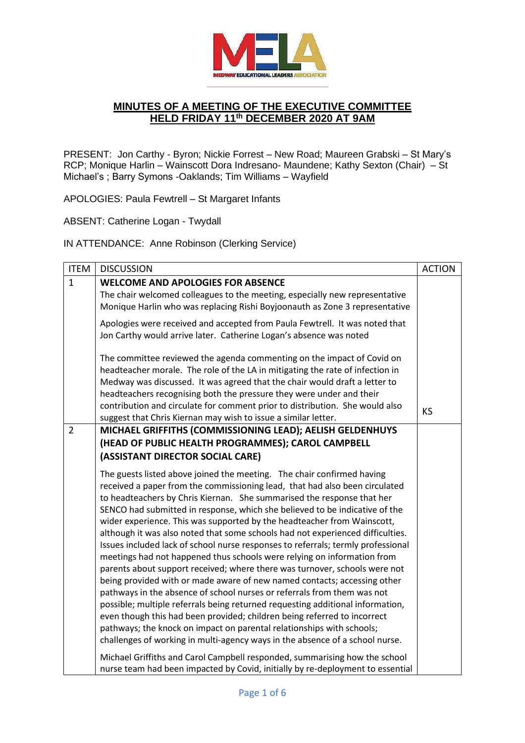MEDWAY EDUCATIONAL LEADERS ASSOCIATION

## MINUTES OF A MEETING OF THE EXECUTIVE COMMITTEE HELD FRIDAY 11th DECEMBER 2020 AT 9AM

PRESENT: Jon Carthy - Byron; Nickie Forrest – New Road; Maureen Grabski – St Mary's RCP; Monique Harlin – Wainscott Dora Indresano- Maundene; Kathy Sexton (Chair) – St Michael's ; Barry Symons -Oaklands; Tim Williams – Wayfield

APOLOGIES: Paula Fewtrell – St Margaret Infants

ABSENT: Catherine Logan - Twydall

IN ATTENDANCE: Anne Robinson (Clerking Service)

| ITEM | DISCUSSION | ACTION |
|---|---|---|
| 1 | **WELCOME AND APOLOGIES FOR ABSENCE**<br>The chair welcomed colleagues to the meeting, especially new representative Monique Harlin who was replacing Rishi Boyjoonauth as Zone 3 representative<br><br>Apologies were received and accepted from Paula Fewtrell. It was noted that Jon Carthy would arrive later. Catherine Logan's absence was noted<br><br>The committee reviewed the agenda commenting on the impact of Covid on headteacher morale. The role of the LA in mitigating the rate of infection in Medway was discussed. It was agreed that the chair would draft a letter to headteachers recognising both the pressure they were under and their contribution and circulate for comment prior to distribution. She would also suggest that Chris Kiernan may wish to issue a similar letter. | KS |
| 2 | **MICHAEL GRIFFITHS (COMMISSIONING LEAD); AELISH GELDENHUYS (HEAD OF PUBLIC HEALTH PROGRAMMES); CAROL CAMPBELL (ASSISTANT DIRECTOR SOCIAL CARE)**<br><br>The guests listed above joined the meeting. The chair confirmed having received a paper from the commissioning lead, that had also been circulated to headteachers by Chris Kiernan. She summarised the response that her SENCO had submitted in response, which she believed to be indicative of the wider experience. This was supported by the headteacher from Wainscott, although it was also noted that some schools had not experienced difficulties. Issues included lack of school nurse responses to referrals; termly professional meetings had not happened thus schools were relying on information from parents about support received; where there was turnover, schools were not being provided with or made aware of new named contacts; accessing other pathways in the absence of school nurses or referrals from them was not possible; multiple referrals being returned requesting additional information, even though this had been provided; children being referred to incorrect pathways; the knock on impact on parental relationships with schools; challenges of working in multi-agency ways in the absence of a school nurse.<br><br>Michael Griffiths and Carol Campbell responded, summarising how the school nurse team had been impacted by Covid, initially by re-deployment to essential | |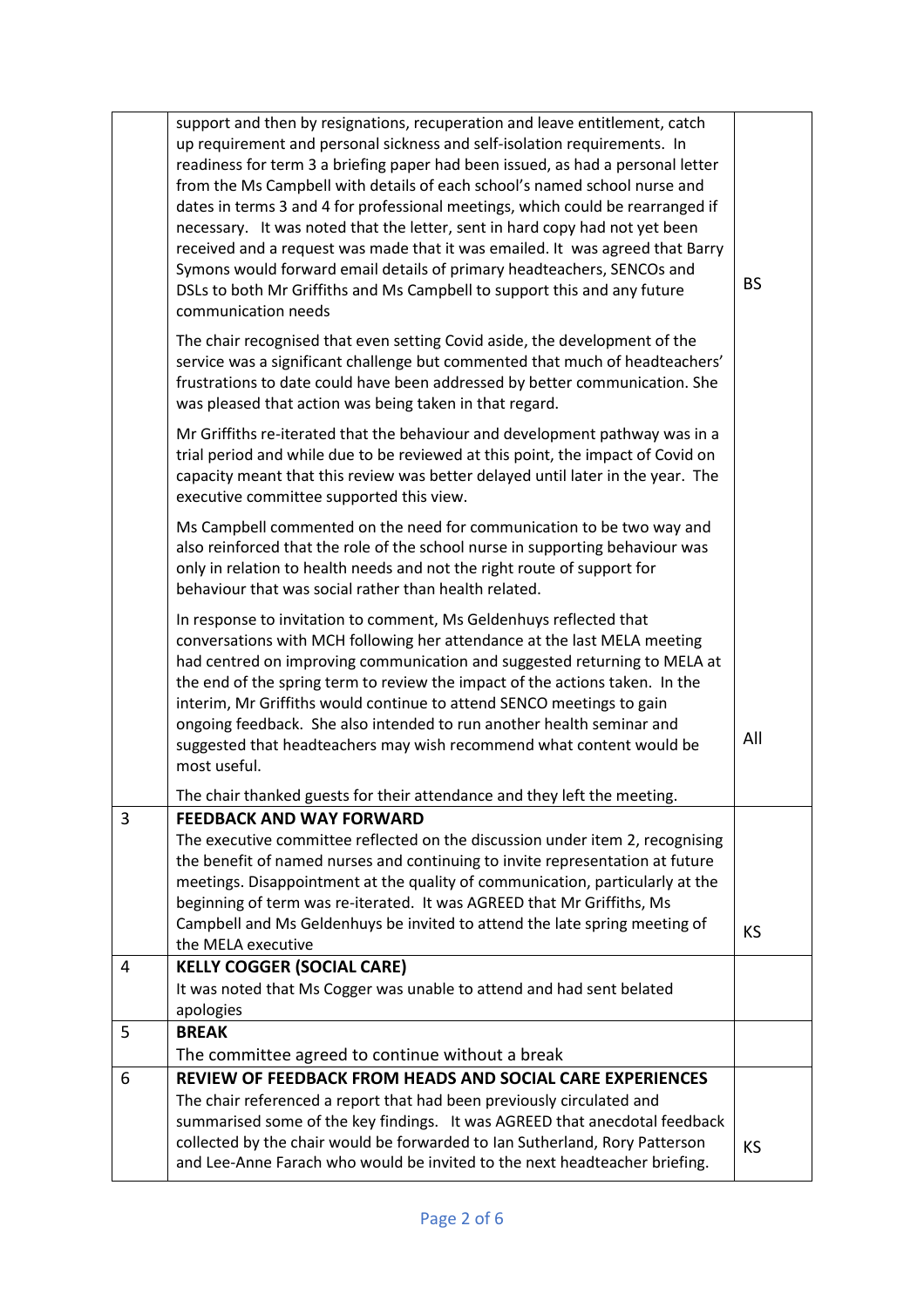| | | |
|---|---|---|
| | support and then by resignations, recuperation and leave entitlement, catch up requirement and personal sickness and self-isolation requirements. In readiness for term 3 a briefing paper had been issued, as had a personal letter from the Ms Campbell with details of each school's named school nurse and dates in terms 3 and 4 for professional meetings, which could be rearranged if necessary. It was noted that the letter, sent in hard copy had not yet been received and a request was made that it was emailed. It was agreed that Barry Symons would forward email details of primary headteachers, SENCOs and DSLs to both Mr Griffiths and Ms Campbell to support this and any future communication needs<br><br>The chair recognised that even setting Covid aside, the development of the service was a significant challenge but commented that much of headteachers' frustrations to date could have been addressed by better communication. She was pleased that action was being taken in that regard.<br><br>Mr Griffiths re-iterated that the behaviour and development pathway was in a trial period and while due to be reviewed at this point, the impact of Covid on capacity meant that this review was better delayed until later in the year. The executive committee supported this view.<br><br>Ms Campbell commented on the need for communication to be two way and also reinforced that the role of the school nurse in supporting behaviour was only in relation to health needs and not the right route of support for behaviour that was social rather than health related.<br><br>In response to invitation to comment, Ms Geldenhuys reflected that conversations with MCH following her attendance at the last MELA meeting had centred on improving communication and suggested returning to MELA at the end of the spring term to review the impact of the actions taken. In the interim, Mr Griffiths would continue to attend SENCO meetings to gain ongoing feedback. She also intended to run another health seminar and suggested that headteachers may wish recommend what content would be most useful.<br><br>The chair thanked guests for their attendance and they left the meeting. | BS<br><br><br><br><br><br><br><br>All |
| 3 | **FEEDBACK AND WAY FORWARD**<br>The executive committee reflected on the discussion under item 2, recognising the benefit of named nurses and continuing to invite representation at future meetings. Disappointment at the quality of communication, particularly at the beginning of term was re-iterated. It was AGREED that Mr Griffiths, Ms Campbell and Ms Geldenhuys be invited to attend the late spring meeting of the MELA executive | KS |
| 4 | **KELLY COGGER (SOCIAL CARE)**<br>It was noted that Ms Cogger was unable to attend and had sent belated apologies | |
| 5 | **BREAK**<br>The committee agreed to continue without a break | |
| 6 | **REVIEW OF FEEDBACK FROM HEADS AND SOCIAL CARE EXPERIENCES**<br>The chair referenced a report that had been previously circulated and summarised some of the key findings. It was AGREED that anecdotal feedback collected by the chair would be forwarded to Ian Sutherland, Rory Patterson and Lee-Anne Farach who would be invited to the next headteacher briefing. | KS |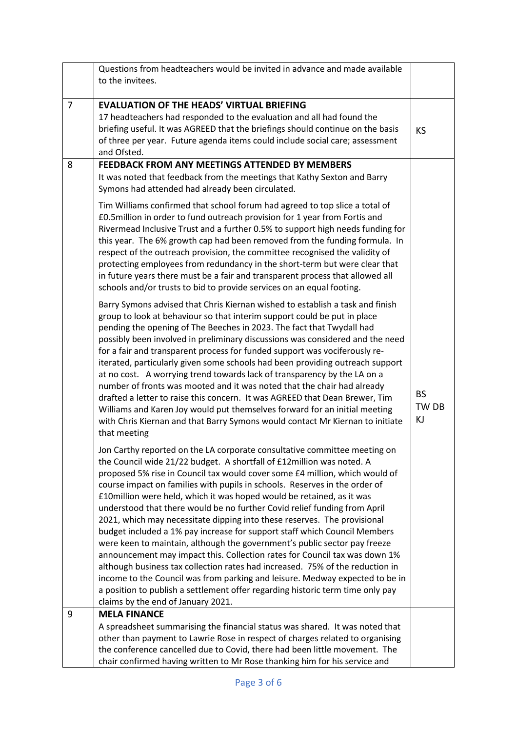| | | |
|---|---|---|
| | Questions from headteachers would be invited in advance and made available to the invitees. | |
| 7 | **EVALUATION OF THE HEADS' VIRTUAL BRIEFING**<br>17 headteachers had responded to the evaluation and all had found the briefing useful. It was AGREED that the briefings should continue on the basis of three per year. Future agenda items could include social care; assessment and Ofsted. | KS |
| 8 | **FEEDBACK FROM ANY MEETINGS ATTENDED BY MEMBERS**<br>It was noted that feedback from the meetings that Kathy Sexton and Barry Symons had attended had already been circulated.<br><br>Tim Williams confirmed that school forum had agreed to top slice a total of £0.5million in order to fund outreach provision for 1 year from Fortis and Rivermead Inclusive Trust and a further 0.5% to support high needs funding for this year. The 6% growth cap had been removed from the funding formula. In respect of the outreach provision, the committee recognised the validity of protecting employees from redundancy in the short-term but were clear that in future years there must be a fair and transparent process that allowed all schools and/or trusts to bid to provide services on an equal footing.<br><br>Barry Symons advised that Chris Kiernan wished to establish a task and finish group to look at behaviour so that interim support could be put in place pending the opening of The Beeches in 2023. The fact that Twydall had possibly been involved in preliminary discussions was considered and the need for a fair and transparent process for funded support was vociferously re-iterated, particularly given some schools had been providing outreach support at no cost. A worrying trend towards lack of transparency by the LA on a number of fronts was mooted and it was noted that the chair had already drafted a letter to raise this concern. It was AGREED that Dean Brewer, Tim Williams and Karen Joy would put themselves forward for an initial meeting with Chris Kiernan and that Barry Symons would contact Mr Kiernan to initiate that meeting<br><br>Jon Carthy reported on the LA corporate consultative committee meeting on the Council wide 21/22 budget. A shortfall of £12million was noted. A proposed 5% rise in Council tax would cover some £4 million, which would of course impact on families with pupils in schools. Reserves in the order of £10million were held, which it was hoped would be retained, as it was understood that there would be no further Covid relief funding from April 2021, which may necessitate dipping into these reserves. The provisional budget included a 1% pay increase for support staff which Council Members were keen to maintain, although the government's public sector pay freeze announcement may impact this. Collection rates for Council tax was down 1% although business tax collection rates had increased. 75% of the reduction in income to the Council was from parking and leisure. Medway expected to be in a position to publish a settlement offer regarding historic term time only pay claims by the end of January 2021. | BS<br>TW DB<br>KJ |
| 9 | **MELA FINANCE**<br>A spreadsheet summarising the financial status was shared. It was noted that other than payment to Lawrie Rose in respect of charges related to organising the conference cancelled due to Covid, there had been little movement. The chair confirmed having written to Mr Rose thanking him for his service and | |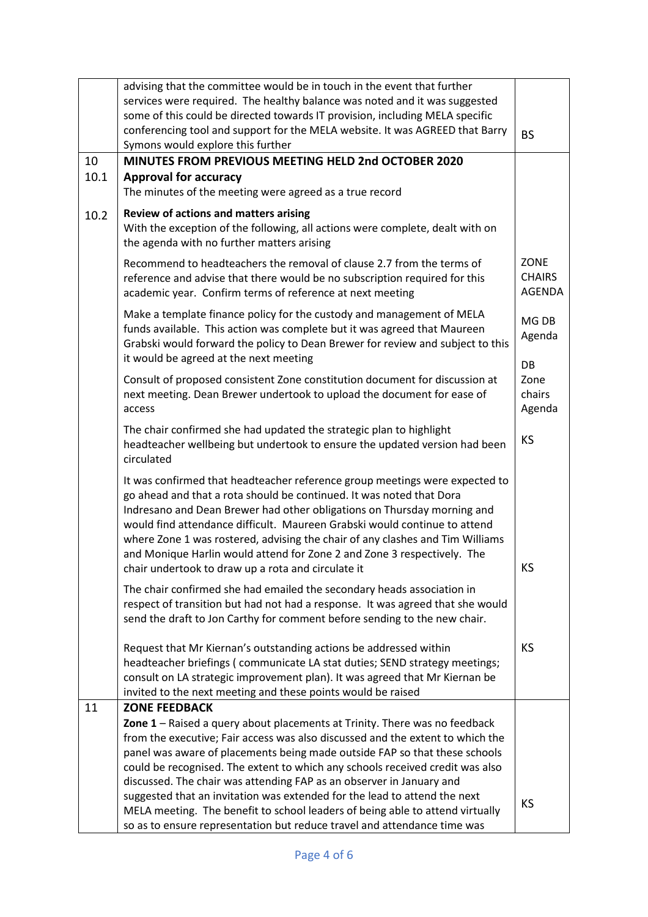| | | |
|---|---|---|
| | advising that the committee would be in touch in the event that further services were required. The healthy balance was noted and it was suggested some of this could be directed towards IT provision, including MELA specific conferencing tool and support for the MELA website. It was AGREED that Barry Symons would explore this further | BS |
| 10<br>10.1 | **MINUTES FROM PREVIOUS MEETING HELD 2nd OCTOBER 2020**<br>**Approval for accuracy**<br>The minutes of the meeting were agreed as a true record | |
| 10.2 | **Review of actions and matters arising**<br>With the exception of the following, all actions were complete, dealt with on the agenda with no further matters arising | |
| | Recommend to headteachers the removal of clause 2.7 from the terms of reference and advise that there would be no subscription required for this academic year. Confirm terms of reference at next meeting | ZONE CHAIRS AGENDA |
| | Make a template finance policy for the custody and management of MELA funds available. This action was complete but it was agreed that Maureen Grabski would forward the policy to Dean Brewer for review and subject to this it would be agreed at the next meeting | MG DB Agenda |
| | Consult of proposed consistent Zone constitution document for discussion at next meeting. Dean Brewer undertook to upload the document for ease of access | DB Zone chairs Agenda |
| | The chair confirmed she had updated the strategic plan to highlight headteacher wellbeing but undertook to ensure the updated version had been circulated | KS |
| | It was confirmed that headteacher reference group meetings were expected to go ahead and that a rota should be continued. It was noted that Dora Indresano and Dean Brewer had other obligations on Thursday morning and would find attendance difficult. Maureen Grabski would continue to attend where Zone 1 was rostered, advising the chair of any clashes and Tim Williams and Monique Harlin would attend for Zone 2 and Zone 3 respectively. The chair undertook to draw up a rota and circulate it | KS |
| | The chair confirmed she had emailed the secondary heads association in respect of transition but had not had a response. It was agreed that she would send the draft to Jon Carthy for comment before sending to the new chair. | |
| | Request that Mr Kiernan's outstanding actions be addressed within headteacher briefings ( communicate LA stat duties; SEND strategy meetings; consult on LA strategic improvement plan). It was agreed that Mr Kiernan be invited to the next meeting and these points would be raised | KS |
| 11 | **ZONE FEEDBACK**<br>**Zone 1** – Raised a query about placements at Trinity. There was no feedback from the executive; Fair access was also discussed and the extent to which the panel was aware of placements being made outside FAP so that these schools could be recognised. The extent to which any schools received credit was also discussed. The chair was attending FAP as an observer in January and suggested that an invitation was extended for the lead to attend the next MELA meeting. The benefit to school leaders of being able to attend virtually so as to ensure representation but reduce travel and attendance time was | KS |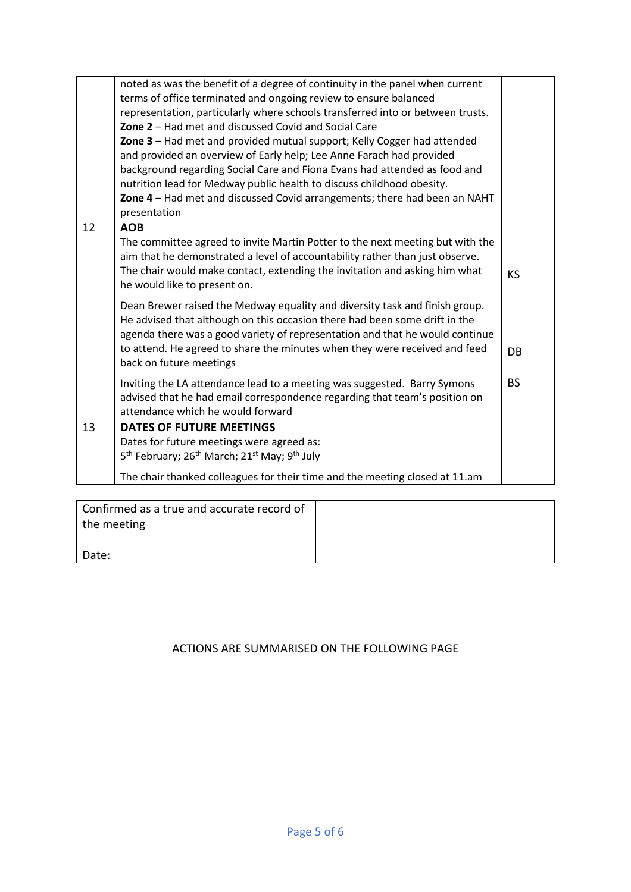| | | |
|---|---|---|
| | noted as was the benefit of a degree of continuity in the panel when current terms of office terminated and ongoing review to ensure balanced representation, particularly where schools transferred into or between trusts.<br>**Zone 2** – Had met and discussed Covid and Social Care<br>**Zone 3** – Had met and provided mutual support; Kelly Cogger had attended and provided an overview of Early help; Lee Anne Farach had provided background regarding Social Care and Fiona Evans had attended as food and nutrition lead for Medway public health to discuss childhood obesity.<br>**Zone 4** – Had met and discussed Covid arrangements; there had been an NAHT presentation | |
| 12 | **AOB**<br>The committee agreed to invite Martin Potter to the next meeting but with the aim that he demonstrated a level of accountability rather than just observe. The chair would make contact, extending the invitation and asking him what he would like to present on. | KS |
| | Dean Brewer raised the Medway equality and diversity task and finish group. He advised that although on this occasion there had been some drift in the agenda there was a good variety of representation and that he would continue to attend. He agreed to share the minutes when they were received and feed back on future meetings | DB |
| | Inviting the LA attendance lead to a meeting was suggested. Barry Symons advised that he had email correspondence regarding that team's position on attendance which he would forward | BS |
| 13 | **DATES OF FUTURE MEETINGS**<br>Dates for future meetings were agreed as:<br>5th February; 26th March; 21st May; 9th July | |
| | The chair thanked colleagues for their time and the meeting closed at 11.am | |

| | |
|---|---|
| Confirmed as a true and accurate record of the meeting<br><br>Date: | |

ACTIONS ARE SUMMARISED ON THE FOLLOWING PAGE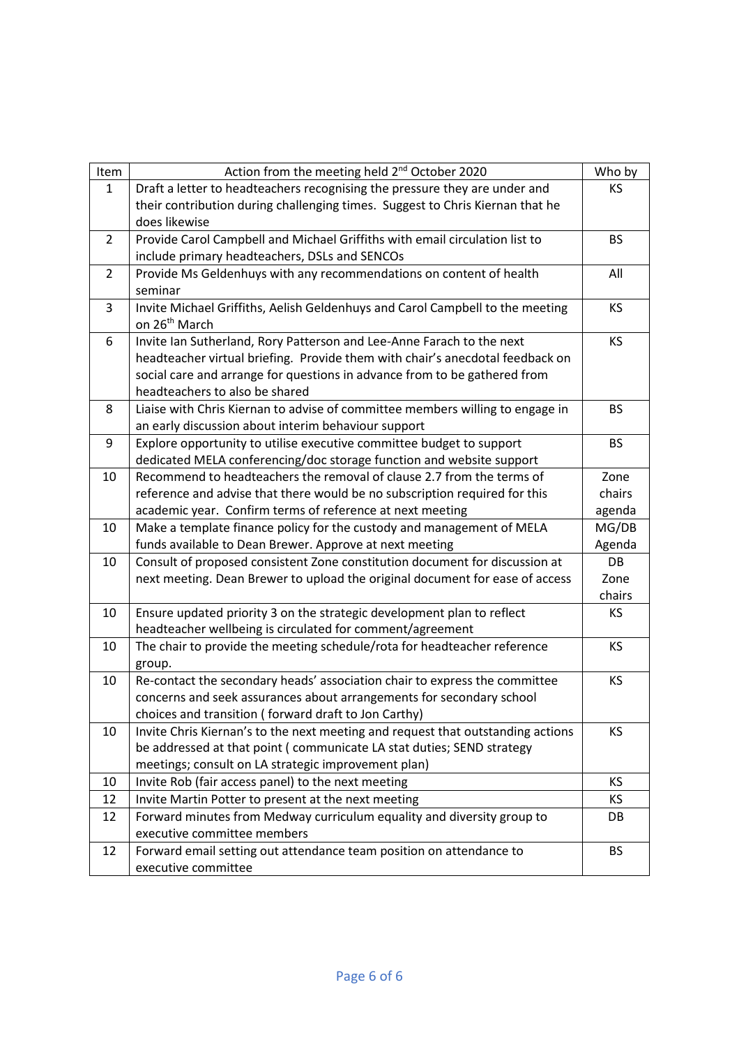| Item | Action from the meeting held 2nd October 2020 | Who by |
|---|---|---|
| 1 | Draft a letter to headteachers recognising the pressure they are under and their contribution during challenging times. Suggest to Chris Kiernan that he does likewise | KS |
| 2 | Provide Carol Campbell and Michael Griffiths with email circulation list to include primary headteachers, DSLs and SENCOs | BS |
| 2 | Provide Ms Geldenhuys with any recommendations on content of health seminar | All |
| 3 | Invite Michael Griffiths, Aelish Geldenhuys and Carol Campbell to the meeting on 26th March | KS |
| 6 | Invite Ian Sutherland, Rory Patterson and Lee-Anne Farach to the next headteacher virtual briefing. Provide them with chair's anecdotal feedback on social care and arrange for questions in advance from to be gathered from headteachers to also be shared | KS |
| 8 | Liaise with Chris Kiernan to advise of committee members willing to engage in an early discussion about interim behaviour support | BS |
| 9 | Explore opportunity to utilise executive committee budget to support dedicated MELA conferencing/doc storage function and website support | BS |
| 10 | Recommend to headteachers the removal of clause 2.7 from the terms of reference and advise that there would be no subscription required for this academic year. Confirm terms of reference at next meeting | Zone chairs agenda |
| 10 | Make a template finance policy for the custody and management of MELA funds available to Dean Brewer. Approve at next meeting | MG/DB Agenda |
| 10 | Consult of proposed consistent Zone constitution document for discussion at next meeting. Dean Brewer to upload the original document for ease of access | DB Zone chairs |
| 10 | Ensure updated priority 3 on the strategic development plan to reflect headteacher wellbeing is circulated for comment/agreement | KS |
| 10 | The chair to provide the meeting schedule/rota for headteacher reference group. | KS |
| 10 | Re-contact the secondary heads' association chair to express the committee concerns and seek assurances about arrangements for secondary school choices and transition ( forward draft to Jon Carthy) | KS |
| 10 | Invite Chris Kiernan's to the next meeting and request that outstanding actions be addressed at that point ( communicate LA stat duties; SEND strategy meetings; consult on LA strategic improvement plan) | KS |
| 10 | Invite Rob (fair access panel) to the next meeting | KS |
| 12 | Invite Martin Potter to present at the next meeting | KS |
| 12 | Forward minutes from Medway curriculum equality and diversity group to executive committee members | DB |
| 12 | Forward email setting out attendance team position on attendance to executive committee | BS |